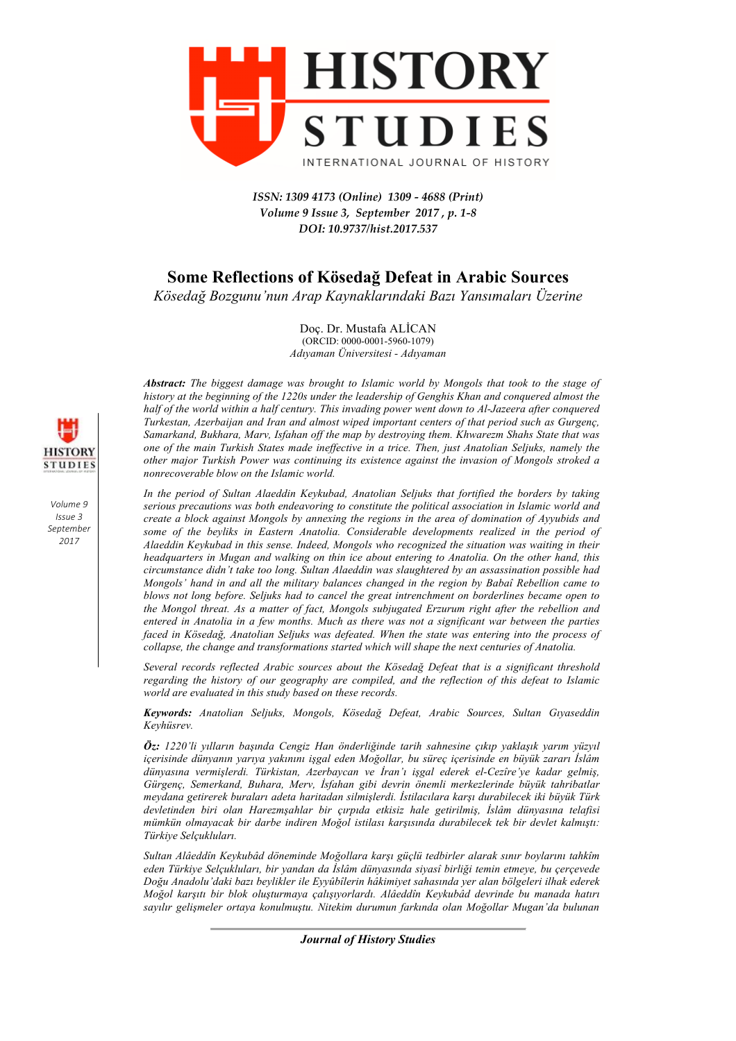ISSN: 1309 4173 (Online) 1309 - 4688 (Print)
Volume 9 Issue 3, September 2017 , p. 1-8
DOI: 10.9737/hist.2017.537

# Some Reflections of Kösedağ Defeat in Arabic Sources

*Kösedağ Bozgunu'nun Arap Kaynaklarındaki Bazı Yansımaları Üzerine*

Doç. Dr. Mustafa ALİCAN
(ORCID: 0000-0001-5960-1079)
*Adıyaman Üniversitesi - Adıyaman*

***Abstract:*** *The biggest damage was brought to Islamic world by Mongols that took to the stage of history at the beginning of the 1220s under the leadership of Genghis Khan and conquered almost the half of the world within a half century. This invading power went down to Al-Jazeera after conquered Turkestan, Azerbaijan and Iran and almost wiped important centers of that period such as Gurgenç, Samarkand, Bukhara, Marv, Isfahan off the map by destroying them. Khwarezm Shahs State that was one of the main Turkish States made ineffective in a trice. Then, just Anatolian Seljuks, namely the other major Turkish Power was continuing its existence against the invasion of Mongols stroked a nonrecoverable blow on the Islamic world.*

*In the period of Sultan Alaeddin Keykubad, Anatolian Seljuks that fortified the borders by taking serious precautions was both endeavoring to constitute the political association in Islamic world and create a block against Mongols by annexing the regions in the area of domination of Ayyubids and some of the beyliks in Eastern Anatolia. Considerable developments realized in the period of Alaeddin Keykubad in this sense. Indeed, Mongols who recognized the situation was waiting in their headquarters in Mugan and walking on thin ice about entering to Anatolia. On the other hand, this circumstance didn't take too long. Sultan Alaeddin was slaughtered by an assassination possible had Mongols' hand in and all the military balances changed in the region by Babaî Rebellion came to blows not long before. Seljuks had to cancel the great intrenchment on borderlines became open to the Mongol threat. As a matter of fact, Mongols subjugated Erzurum right after the rebellion and entered in Anatolia in a few months. Much as there was not a significant war between the parties faced in Kösedağ, Anatolian Seljuks was defeated. When the state was entering into the process of collapse, the change and transformations started which will shape the next centuries of Anatolia.*

*Several records reflected Arabic sources about the Kösedağ Defeat that is a significant threshold regarding the history of our geography are compiled, and the reflection of this defeat to Islamic world are evaluated in this study based on these records.*

***Keywords:*** *Anatolian Seljuks, Mongols, Kösedağ Defeat, Arabic Sources, Sultan Gıyaseddin Keyhüsrev.*

***Öz:*** *1220'li yılların başında Cengiz Han önderliğinde tarih sahnesine çıkıp yaklaşık yarım yüzyıl içerisinde dünyanın yarıya yakınını işgal eden Moğollar, bu süreç içerisinde en büyük zararı İslâm dünyasına vermişlerdi. Türkistan, Azerbaycan ve İran'ı işgal ederek el-Cezîre'ye kadar gelmiş, Gürgenç, Semerkand, Buhara, Merv, İsfahan gibi devrin önemli merkezlerinde büyük tahribatlar meydana getirerek buraları adeta haritadan silmişlerdi. İstilacılara karşı durabilecek iki büyük Türk devletinden biri olan Harezmşahlar bir çırpıda etkisiz hale getirilmiş, İslâm dünyasına telafisi mümkün olmayacak bir darbe indiren Moğol istilası karşısında durabilecek tek bir devlet kalmıştı: Türkiye Selçukluları.*

*Sultan Alâeddîn Keykubâd döneminde Moğollara karşı güçlü tedbirler alarak sınır boylarını tahkîm eden Türkiye Selçukluları, bir yandan da İslâm dünyasında siyasî birliği temin etmeye, bu çerçevede Doğu Anadolu'daki bazı beylikler ile Eyyûbîlerin hâkimiyet sahasında yer alan bölgeleri ilhak ederek Moğol karşıtı bir blok oluşturmaya çalışıyorlardı. Alâeddîn Keykubâd devrinde bu manada hatırı sayılır gelişmeler ortaya konulmuştu. Nitekim durumun farkında olan Moğollar Mugan'da bulunan*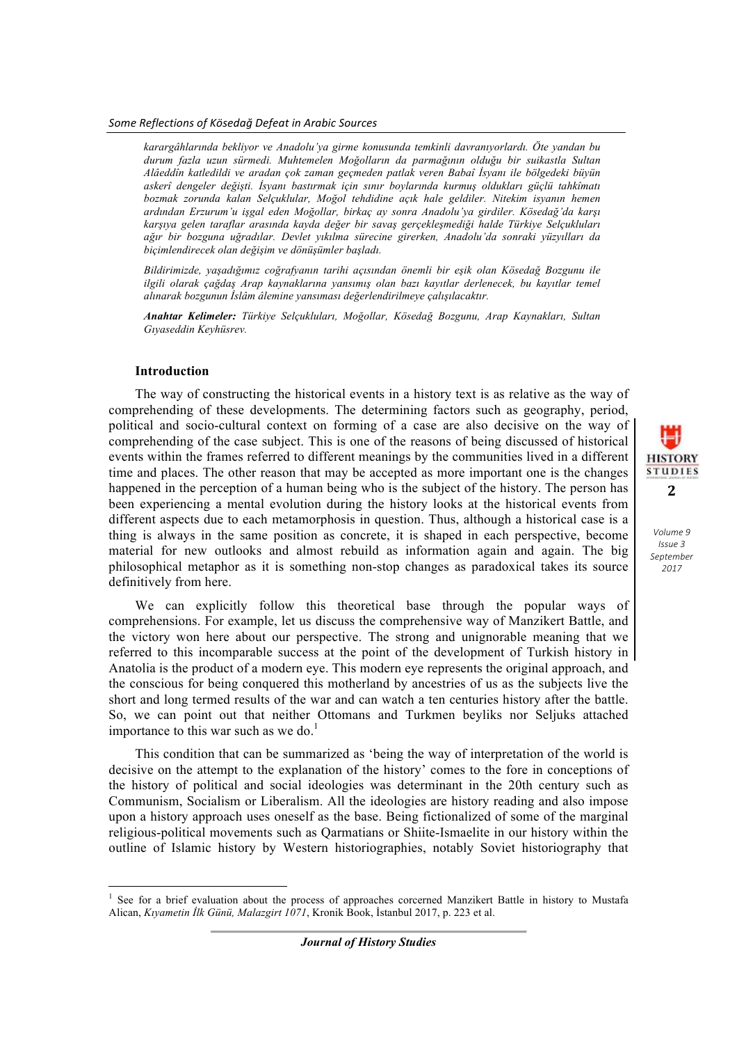*karargâhlarında bekliyor ve Anadolu'ya girme konusunda temkinli davranıyorlardı. Öte yandan bu durum fazla uzun sürmedi. Muhtemelen Moğolların da parmağının olduğu bir suikastla Sultan Alâeddîn katledildi ve aradan çok zaman geçmeden patlak veren Babaî İsyanı ile bölgedeki büyün askerî dengeler değişti. İsyanı bastırmak için sınır boylarında kurmuş oldukları güçlü tahkîmatı bozmak zorunda kalan Selçuklular, Moğol tehdidine açık hale geldiler. Nitekim isyanın hemen ardından Erzurum'u işgal eden Moğollar, birkaç ay sonra Anadolu'ya girdiler. Kösedağ'da karşı karşıya gelen taraflar arasında kayda değer bir savaş gerçekleşmediği halde Türkiye Selçukluları ağır bir bozguna uğradılar. Devlet yıkılma sürecine girerken, Anadolu'da sonraki yüzyılları da biçimlendirecek olan değişim ve dönüşümler başladı.*

*Bildirimizde, yaşadığımız coğrafyanın tarihi açısından önemli bir eşik olan Kösedağ Bozgunu ile ilgili olarak çağdaş Arap kaynaklarına yansımış olan bazı kayıtlar derlenecek, bu kayıtlar temel alınarak bozgunun İslâm âlemine yansıması değerlendirilmeye çalışılacaktır.*

***Anahtar Kelimeler:*** *Türkiye Selçukluları, Moğollar, Kösedağ Bozgunu, Arap Kaynakları, Sultan Gıyaseddin Keyhüsrev.*

## Introduction

The way of constructing the historical events in a history text is as relative as the way of comprehending of these developments. The determining factors such as geography, period, political and socio-cultural context on forming of a case are also decisive on the way of comprehending of the case subject. This is one of the reasons of being discussed of historical events within the frames referred to different meanings by the communities lived in a different time and places. The other reason that may be accepted as more important one is the changes happened in the perception of a human being who is the subject of the history. The person has been experiencing a mental evolution during the history looks at the historical events from different aspects due to each metamorphosis in question. Thus, although a historical case is a thing is always in the same position as concrete, it is shaped in each perspective, become material for new outlooks and almost rebuild as information again and again. The big philosophical metaphor as it is something non-stop changes as paradoxical takes its source definitively from here.

We can explicitly follow this theoretical base through the popular ways of comprehensions. For example, let us discuss the comprehensive way of Manzikert Battle, and the victory won here about our perspective. The strong and unignorable meaning that we referred to this incomparable success at the point of the development of Turkish history in Anatolia is the product of a modern eye. This modern eye represents the original approach, and the conscious for being conquered this motherland by ancestries of us as the subjects live the short and long termed results of the war and can watch a ten centuries history after the battle. So, we can point out that neither Ottomans and Turkmen beyliks nor Seljuks attached importance to this war such as we do.[1]

This condition that can be summarized as 'being the way of interpretation of the world is decisive on the attempt to the explanation of the history' comes to the fore in conceptions of the history of political and social ideologies was determinant in the 20th century such as Communism, Socialism or Liberalism. All the ideologies are history reading and also impose upon a history approach uses oneself as the base. Being fictionalized of some of the marginal religious-political movements such as Qarmatians or Shiite-Ismaelite in our history within the outline of Islamic history by Western historiographies, notably Soviet historiography that

---

[1] See for a brief evaluation about the process of approaches corcerned Manzikert Battle in history to Mustafa Alican, *Kıyametin İlk Günü, Malazgirt 1071*, Kronik Book, İstanbul 2017, p. 223 et al.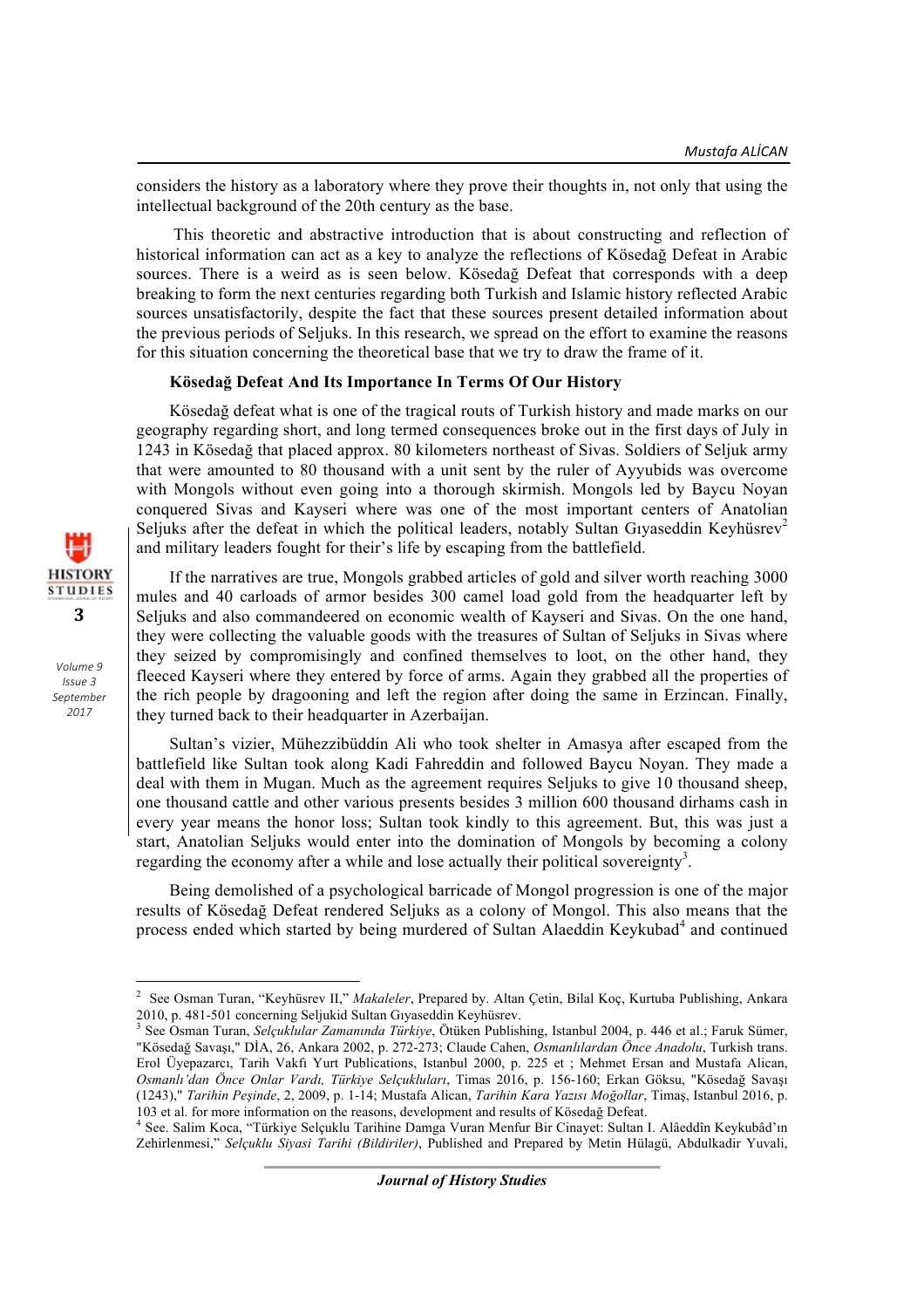considers the history as a laboratory where they prove their thoughts in, not only that using the intellectual background of the 20th century as the base.

This theoretic and abstractive introduction that is about constructing and reflection of historical information can act as a key to analyze the reflections of Kösedağ Defeat in Arabic sources. There is a weird as is seen below. Kösedağ Defeat that corresponds with a deep breaking to form the next centuries regarding both Turkish and Islamic history reflected Arabic sources unsatisfactorily, despite the fact that these sources present detailed information about the previous periods of Seljuks. In this research, we spread on the effort to examine the reasons for this situation concerning the theoretical base that we try to draw the frame of it.

**Kösedağ Defeat And Its Importance In Terms Of Our History**

Kösedağ defeat what is one of the tragical routs of Turkish history and made marks on our geography regarding short, and long termed consequences broke out in the first days of July in 1243 in Kösedağ that placed approx. 80 kilometers northeast of Sivas. Soldiers of Seljuk army that were amounted to 80 thousand with a unit sent by the ruler of Ayyubids was overcome with Mongols without even going into a thorough skirmish. Mongols led by Baycu Noyan conquered Sivas and Kayseri where was one of the most important centers of Anatolian Seljuks after the defeat in which the political leaders, notably Sultan Gıyaseddin Keyhüsrev[2] and military leaders fought for their's life by escaping from the battlefield.

If the narratives are true, Mongols grabbed articles of gold and silver worth reaching 3000 mules and 40 carloads of armor besides 300 camel load gold from the headquarter left by Seljuks and also commandeered on economic wealth of Kayseri and Sivas. On the one hand, they were collecting the valuable goods with the treasures of Sultan of Seljuks in Sivas where they seized by compromisingly and confined themselves to loot, on the other hand, they fleeced Kayseri where they entered by force of arms. Again they grabbed all the properties of the rich people by dragooning and left the region after doing the same in Erzincan. Finally, they turned back to their headquarter in Azerbaijan.

Sultan's vizier, Mühezzibüddin Ali who took shelter in Amasya after escaped from the battlefield like Sultan took along Kadi Fahreddin and followed Baycu Noyan. They made a deal with them in Mugan. Much as the agreement requires Seljuks to give 10 thousand sheep, one thousand cattle and other various presents besides 3 million 600 thousand dirhams cash in every year means the honor loss; Sultan took kindly to this agreement. But, this was just a start, Anatolian Seljuks would enter into the domination of Mongols by becoming a colony regarding the economy after a while and lose actually their political sovereignty[3].

Being demolished of a psychological barricade of Mongol progression is one of the major results of Kösedağ Defeat rendered Seljuks as a colony of Mongol. This also means that the process ended which started by being murdered of Sultan Alaeddin Keykubad[4] and continued

---

[2] See Osman Turan, "Keyhüsrev II," *Makaleler*, Prepared by. Altan Çetin, Bilal Koç, Kurtuba Publishing, Ankara 2010, p. 481-501 concerning Seljukid Sultan Gıyaseddin Keyhüsrev.

[3] See Osman Turan, *Selçuklular Zamanında Türkiye*, Ötüken Publishing, Istanbul 2004, p. 446 et al.; Faruk Sümer, "Kösedağ Savaşı," DİA, 26, Ankara 2002, p. 272-273; Claude Cahen, *Osmanlılardan Önce Anadolu*, Turkish trans. Erol Üyepazarcı, Tarih Vakfı Yurt Publications, Istanbul 2000, p. 225 et ; Mehmet Ersan and Mustafa Alican, *Osmanlı'dan Önce Onlar Vardı, Türkiye Selçukluları*, Timas 2016, p. 156-160; Erkan Göksu, "Kösedağ Savaşı (1243)," *Tarihin Peşinde*, 2, 2009, p. 1-14; Mustafa Alican, *Tarihin Kara Yazısı Moğollar*, Timaş, Istanbul 2016, p. 103 et al. for more information on the reasons, development and results of Kösedağ Defeat.

[4] See. Salim Koca, "Türkiye Selçuklu Tarihine Damga Vuran Menfur Bir Cinayet: Sultan I. Alâeddîn Keykubâd'ın Zehirlenmesi," *Selçuklu Siyasi Tarihi (Bildiriler)*, Published and Prepared by Metin Hülagü, Abdulkadir Yuvali,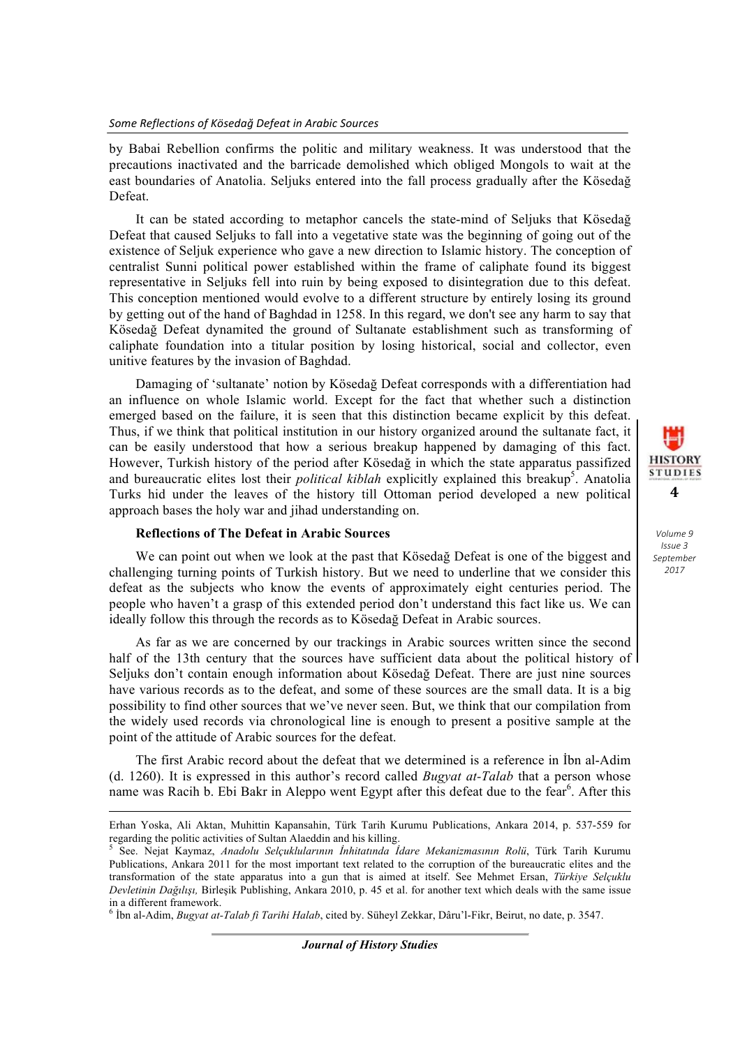by Babai Rebellion confirms the politic and military weakness. It was understood that the precautions inactivated and the barricade demolished which obliged Mongols to wait at the east boundaries of Anatolia. Seljuks entered into the fall process gradually after the Kösedağ Defeat.

It can be stated according to metaphor cancels the state-mind of Seljuks that Kösedağ Defeat that caused Seljuks to fall into a vegetative state was the beginning of going out of the existence of Seljuk experience who gave a new direction to Islamic history. The conception of centralist Sunni political power established within the frame of caliphate found its biggest representative in Seljuks fell into ruin by being exposed to disintegration due to this defeat. This conception mentioned would evolve to a different structure by entirely losing its ground by getting out of the hand of Baghdad in 1258. In this regard, we don't see any harm to say that Kösedağ Defeat dynamited the ground of Sultanate establishment such as transforming of caliphate foundation into a titular position by losing historical, social and collector, even unitive features by the invasion of Baghdad.

Damaging of 'sultanate' notion by Kösedağ Defeat corresponds with a differentiation had an influence on whole Islamic world. Except for the fact that whether such a distinction emerged based on the failure, it is seen that this distinction became explicit by this defeat. Thus, if we think that political institution in our history organized around the sultanate fact, it can be easily understood that how a serious breakup happened by damaging of this fact. However, Turkish history of the period after Kösedağ in which the state apparatus passifized and bureaucratic elites lost their *political kiblah* explicitly explained this breakup[5]. Anatolia Turks hid under the leaves of the history till Ottoman period developed a new political approach bases the holy war and jihad understanding on.

**Reflections of The Defeat in Arabic Sources**

We can point out when we look at the past that Kösedağ Defeat is one of the biggest and challenging turning points of Turkish history. But we need to underline that we consider this defeat as the subjects who know the events of approximately eight centuries period. The people who haven't a grasp of this extended period don't understand this fact like us. We can ideally follow this through the records as to Kösedağ Defeat in Arabic sources.

As far as we are concerned by our trackings in Arabic sources written since the second half of the 13th century that the sources have sufficient data about the political history of Seljuks don't contain enough information about Kösedağ Defeat. There are just nine sources have various records as to the defeat, and some of these sources are the small data. It is a big possibility to find other sources that we've never seen. But, we think that our compilation from the widely used records via chronological line is enough to present a positive sample at the point of the attitude of Arabic sources for the defeat.

The first Arabic record about the defeat that we determined is a reference in İbn al-Adim (d. 1260). It is expressed in this author's record called *Bugyat at-Talab* that a person whose name was Racih b. Ebi Bakr in Aleppo went Egypt after this defeat due to the fear[6]. After this

---

Erhan Yoska, Ali Aktan, Muhittin Kapansahin, Türk Tarih Kurumu Publications, Ankara 2014, p. 537-559 for regarding the politic activities of Sultan Alaeddin and his killing.

[5] See. Nejat Kaymaz, *Anadolu Selçuklularının İnhitatında İdare Mekanizmasının Rolü*, Türk Tarih Kurumu Publications, Ankara 2011 for the most important text related to the corruption of the bureaucratic elites and the transformation of the state apparatus into a gun that is aimed at itself. See Mehmet Ersan, *Türkiye Selçuklu Devletinin Dağılışı,* Birleşik Publishing, Ankara 2010, p. 45 et al. for another text which deals with the same issue in a different framework.

[6] İbn al-Adim, *Bugyat at-Talab fi Tarihi Halab*, cited by. Süheyl Zekkar, Dâru'l-Fikr, Beirut, no date, p. 3547.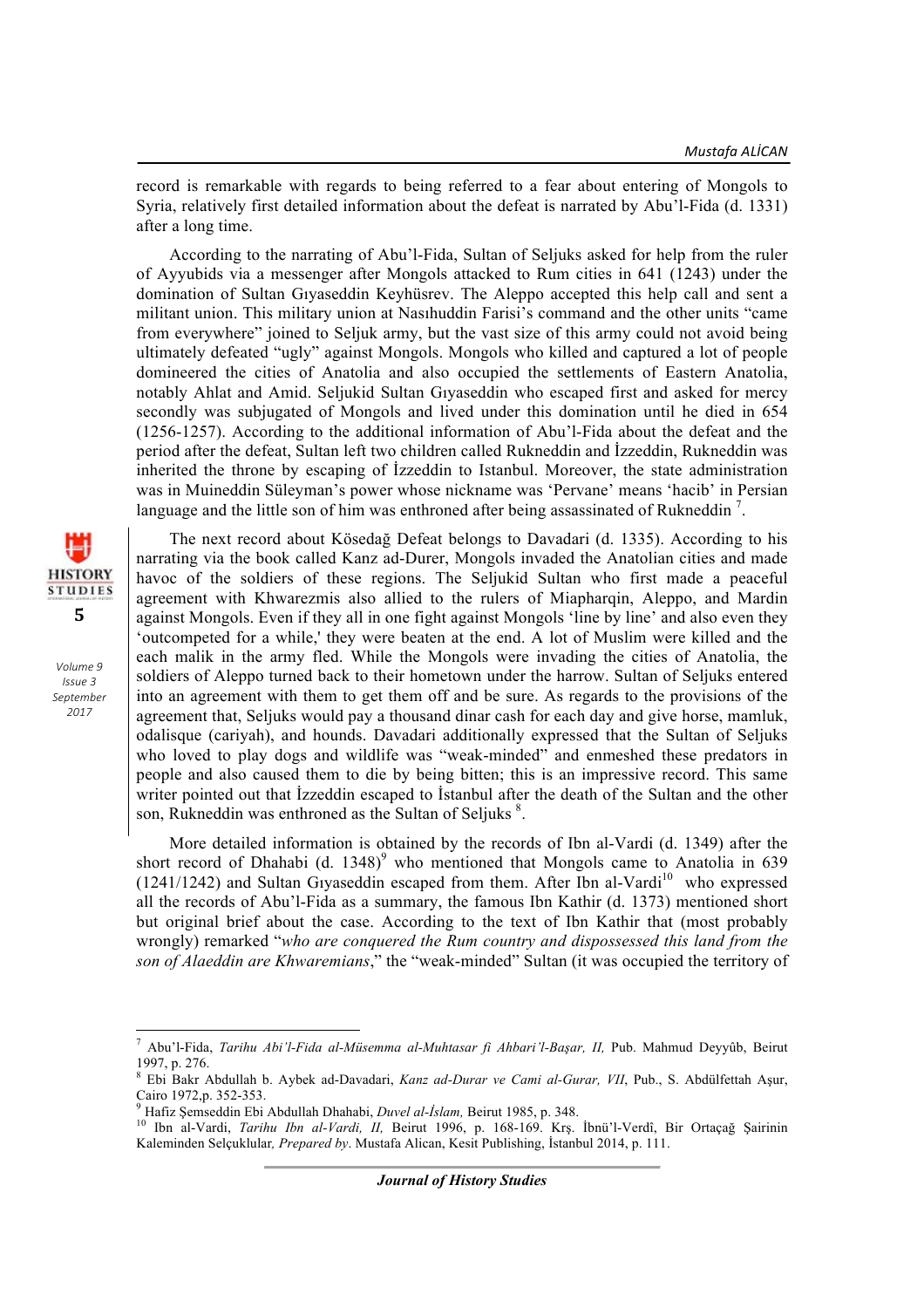record is remarkable with regards to being referred to a fear about entering of Mongols to Syria, relatively first detailed information about the defeat is narrated by Abu'l-Fida (d. 1331) after a long time.

According to the narrating of Abu'l-Fida, Sultan of Seljuks asked for help from the ruler of Ayyubids via a messenger after Mongols attacked to Rum cities in 641 (1243) under the domination of Sultan Gıyaseddin Keyhüsrev. The Aleppo accepted this help call and sent a militant union. This military union at Nasıhuddin Farisi's command and the other units "came from everywhere" joined to Seljuk army, but the vast size of this army could not avoid being ultimately defeated "ugly" against Mongols. Mongols who killed and captured a lot of people domineered the cities of Anatolia and also occupied the settlements of Eastern Anatolia, notably Ahlat and Amid. Seljukid Sultan Gıyaseddin who escaped first and asked for mercy secondly was subjugated of Mongols and lived under this domination until he died in 654 (1256-1257). According to the additional information of Abu'l-Fida about the defeat and the period after the defeat, Sultan left two children called Rukneddin and İzzeddin, Rukneddin was inherited the throne by escaping of İzzeddin to Istanbul. Moreover, the state administration was in Muineddin Süleyman's power whose nickname was 'Pervane' means 'hacib' in Persian language and the little son of him was enthroned after being assassinated of Rukneddin [7].

The next record about Kösedağ Defeat belongs to Davadari (d. 1335). According to his narrating via the book called Kanz ad-Durer, Mongols invaded the Anatolian cities and made havoc of the soldiers of these regions. The Seljukid Sultan who first made a peaceful agreement with Khwarezmis also allied to the rulers of Miapharqin, Aleppo, and Mardin against Mongols. Even if they all in one fight against Mongols 'line by line' and also even they 'outcompeted for a while,' they were beaten at the end. A lot of Muslim were killed and the each malik in the army fled. While the Mongols were invading the cities of Anatolia, the soldiers of Aleppo turned back to their hometown under the harrow. Sultan of Seljuks entered into an agreement with them to get them off and be sure. As regards to the provisions of the agreement that, Seljuks would pay a thousand dinar cash for each day and give horse, mamluk, odalisque (cariyah), and hounds. Davadari additionally expressed that the Sultan of Seljuks who loved to play dogs and wildlife was "weak-minded" and enmeshed these predators in people and also caused them to die by being bitten; this is an impressive record. This same writer pointed out that İzzeddin escaped to İstanbul after the death of the Sultan and the other son, Rukneddin was enthroned as the Sultan of Seljuks [8].

More detailed information is obtained by the records of Ibn al-Vardi (d. 1349) after the short record of Dhahabi (d. 1348)[9] who mentioned that Mongols came to Anatolia in 639 (1241/1242) and Sultan Gıyaseddin escaped from them. After Ibn al-Vardi[10] who expressed all the records of Abu'l-Fida as a summary, the famous Ibn Kathir (d. 1373) mentioned short but original brief about the case. According to the text of Ibn Kathir that (most probably wrongly) remarked "*who are conquered the Rum country and dispossessed this land from the son of Alaeddin are Khwaremians*," the "weak-minded" Sultan (it was occupied the territory of

---

[7] Abu'l-Fida, *Tarihu Abi'l-Fida al-Müsemma al-Muhtasar fi Ahbari'l-Başar, II,* Pub. Mahmud Deyyûb, Beirut 1997, p. 276.

[8] Ebi Bakr Abdullah b. Aybek ad-Davadari, *Kanz ad-Durar ve Cami al-Gurar, VII*, Pub., S. Abdülfettah Aşur, Cairo 1972,p. 352-353.

[9] Hafiz Şemseddin Ebi Abdullah Dhahabi, *Duvel al-İslam,* Beirut 1985, p. 348.

[10] Ibn al-Vardi, *Tarihu Ibn al-Vardi, II,* Beirut 1996, p. 168-169. Krş. İbnü'l-Verdî, Bir Ortaçağ Şairinin Kaleminden Selçuklular*, Prepared by*. Mustafa Alican, Kesit Publishing, İstanbul 2014, p. 111.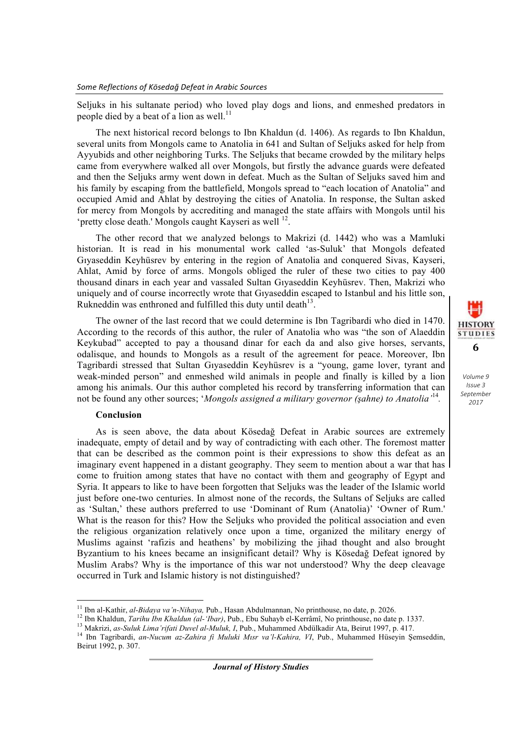Seljuks in his sultanate period) who loved play dogs and lions, and enmeshed predators in people died by a beat of a lion as well.[11]

The next historical record belongs to Ibn Khaldun (d. 1406). As regards to Ibn Khaldun, several units from Mongols came to Anatolia in 641 and Sultan of Seljuks asked for help from Ayyubids and other neighboring Turks. The Seljuks that became crowded by the military helps came from everywhere walked all over Mongols, but firstly the advance guards were defeated and then the Seljuks army went down in defeat. Much as the Sultan of Seljuks saved him and his family by escaping from the battlefield, Mongols spread to "each location of Anatolia" and occupied Amid and Ahlat by destroying the cities of Anatolia. In response, the Sultan asked for mercy from Mongols by accrediting and managed the state affairs with Mongols until his 'pretty close death.' Mongols caught Kayseri as well [12].

The other record that we analyzed belongs to Makrizi (d. 1442) who was a Mamluki historian. It is read in his monumental work called 'as-Suluk' that Mongols defeated Gıyaseddin Keyhüsrev by entering in the region of Anatolia and conquered Sivas, Kayseri, Ahlat, Amid by force of arms. Mongols obliged the ruler of these two cities to pay 400 thousand dinars in each year and vassaled Sultan Gıyaseddin Keyhüsrev. Then, Makrizi who uniquely and of course incorrectly wrote that Gıyaseddin escaped to Istanbul and his little son, Rukneddin was enthroned and fulfilled this duty until death[13].

The owner of the last record that we could determine is Ibn Tagribardi who died in 1470. According to the records of this author, the ruler of Anatolia who was "the son of Alaeddin Keykubad" accepted to pay a thousand dinar for each da and also give horses, servants, odalisque, and hounds to Mongols as a result of the agreement for peace. Moreover, Ibn Tagribardi stressed that Sultan Gıyaseddin Keyhüsrev is a "young, game lover, tyrant and weak-minded person" and enmeshed wild animals in people and finally is killed by a lion among his animals. Our this author completed his record by transferring information that can not be found any other sources; '*Mongols assigned a military governor (şahne) to Anatolia*'[14].

**Conclusion**

As is seen above, the data about Kösedağ Defeat in Arabic sources are extremely inadequate, empty of detail and by way of contradicting with each other. The foremost matter that can be described as the common point is their expressions to show this defeat as an imaginary event happened in a distant geography. They seem to mention about a war that has come to fruition among states that have no contact with them and geography of Egypt and Syria. It appears to like to have been forgotten that Seljuks was the leader of the Islamic world just before one-two centuries. In almost none of the records, the Sultans of Seljuks are called as 'Sultan,' these authors preferred to use 'Dominant of Rum (Anatolia)' 'Owner of Rum.' What is the reason for this? How the Seljuks who provided the political association and even the religious organization relatively once upon a time, organized the military energy of Muslims against 'rafizis and heathens' by mobilizing the jihad thought and also brought Byzantium to his knees became an insignificant detail? Why is Kösedağ Defeat ignored by Muslim Arabs? Why is the importance of this war not understood? Why the deep cleavage occurred in Turk and Islamic history is not distinguished?

---

[11] Ibn al-Kathir, *al-Bidaya va'n-Nihaya,* Pub., Hasan Abdulmannan, No printhouse, no date, p. 2026.
[12] Ibn Khaldun, *Tarihu Ibn Khaldun (al-'Ibar)*, Pub., Ebu Suhayb el-Kerrâmî, No printhouse, no date p. 1337.
[13] Makrizi, *as-Suluk Lima'rifati Duvel al-Muluk, I*, Pub., Muhammed Abdülkadir Ata, Beirut 1997, p. 417.
[14] Ibn Tagribardi, *an-Nucum az-Zahira fi Muluki Mısr va'l-Kahira, VI*, Pub., Muhammed Hüseyin Şemseddin, Beirut 1992, p. 307.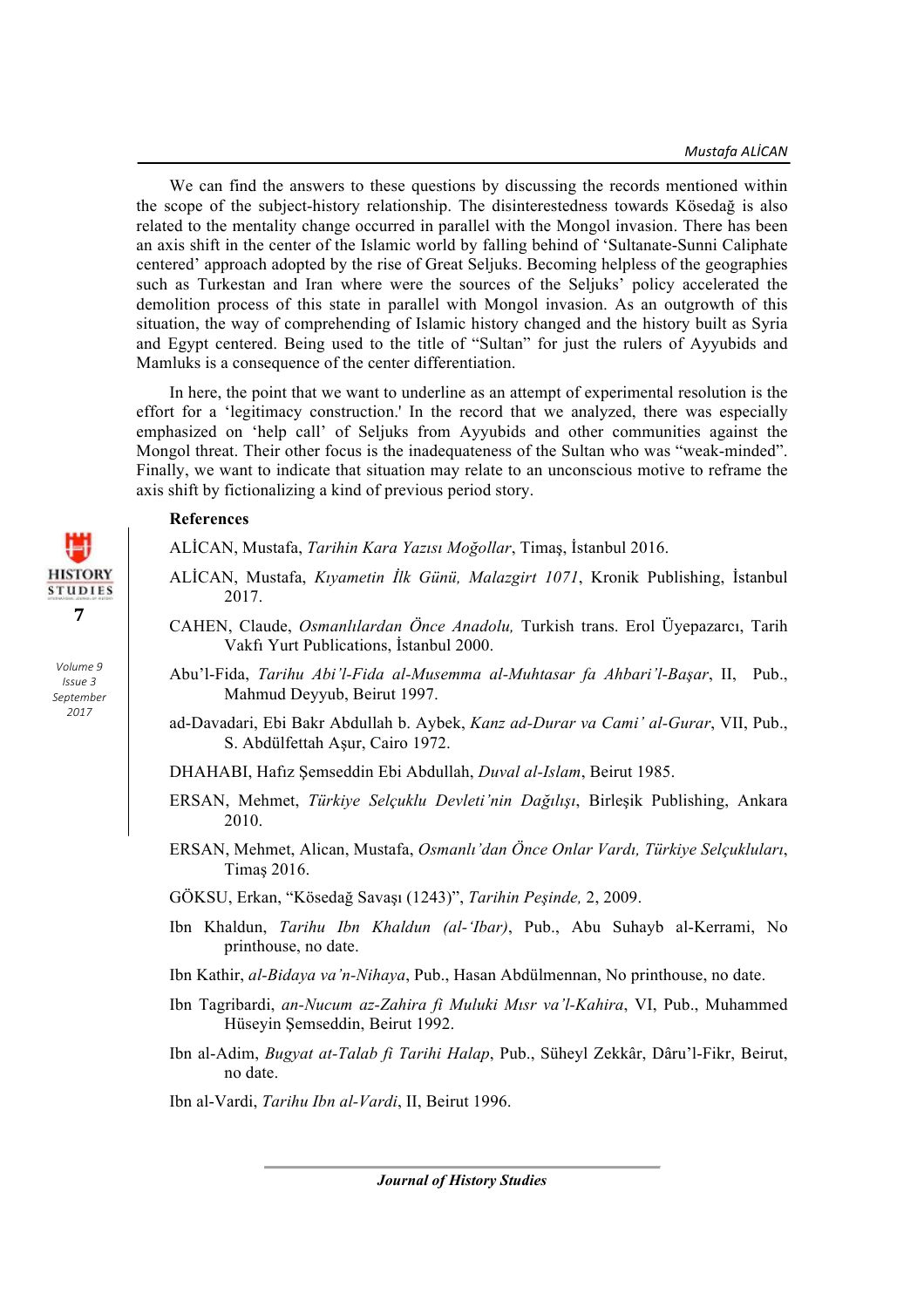We can find the answers to these questions by discussing the records mentioned within the scope of the subject-history relationship. The disinterestedness towards Kösedağ is also related to the mentality change occurred in parallel with the Mongol invasion. There has been an axis shift in the center of the Islamic world by falling behind of 'Sultanate-Sunni Caliphate centered' approach adopted by the rise of Great Seljuks. Becoming helpless of the geographies such as Turkestan and Iran where were the sources of the Seljuks' policy accelerated the demolition process of this state in parallel with Mongol invasion. As an outgrowth of this situation, the way of comprehending of Islamic history changed and the history built as Syria and Egypt centered. Being used to the title of "Sultan" for just the rulers of Ayyubids and Mamluks is a consequence of the center differentiation.

In here, the point that we want to underline as an attempt of experimental resolution is the effort for a 'legitimacy construction.' In the record that we analyzed, there was especially emphasized on 'help call' of Seljuks from Ayyubids and other communities against the Mongol threat. Their other focus is the inadequateness of the Sultan who was "weak-minded". Finally, we want to indicate that situation may relate to an unconscious motive to reframe the axis shift by fictionalizing a kind of previous period story.

**References**

ALİCAN, Mustafa, *Tarihin Kara Yazısı Moğollar*, Timaş, İstanbul 2016.

ALİCAN, Mustafa, *Kıyametin İlk Günü, Malazgirt 1071*, Kronik Publishing, İstanbul 2017.

CAHEN, Claude, *Osmanlılardan Önce Anadolu,* Turkish trans. Erol Üyepazarcı, Tarih Vakfı Yurt Publications, İstanbul 2000.

Abu'l-Fida, *Tarihu Abi'l-Fida al-Musemma al-Muhtasar fa Ahbari'l-Başar*, II, Pub., Mahmud Deyyub, Beirut 1997.

ad-Davadari, Ebi Bakr Abdullah b. Aybek, *Kanz ad-Durar va Cami' al-Gurar*, VII, Pub., S. Abdülfettah Aşur, Cairo 1972.

DHAHABI, Hafız Şemseddin Ebi Abdullah, *Duval al-Islam*, Beirut 1985.

ERSAN, Mehmet, *Türkiye Selçuklu Devleti'nin Dağılışı*, Birleşik Publishing, Ankara 2010.

ERSAN, Mehmet, Alican, Mustafa, *Osmanlı'dan Önce Onlar Vardı, Türkiye Selçukluları*, Timaş 2016.

GÖKSU, Erkan, "Kösedağ Savaşı (1243)", *Tarihin Peşinde,* 2, 2009.

Ibn Khaldun, *Tarihu Ibn Khaldun (al-'Ibar)*, Pub., Abu Suhayb al-Kerrami, No printhouse, no date.

Ibn Kathir, *al-Bidaya va'n-Nihaya*, Pub., Hasan Abdülmennan, No printhouse, no date.

Ibn Tagribardi, *an-Nucum az-Zahira fi Muluki Mısr va'l-Kahira*, VI, Pub., Muhammed Hüseyin Şemseddin, Beirut 1992.

Ibn al-Adim, *Bugyat at-Talab fi Tarihi Halap*, Pub., Süheyl Zekkâr, Dâru'l-Fikr, Beirut, no date.

Ibn al-Vardi, *Tarihu Ibn al-Vardi*, II, Beirut 1996.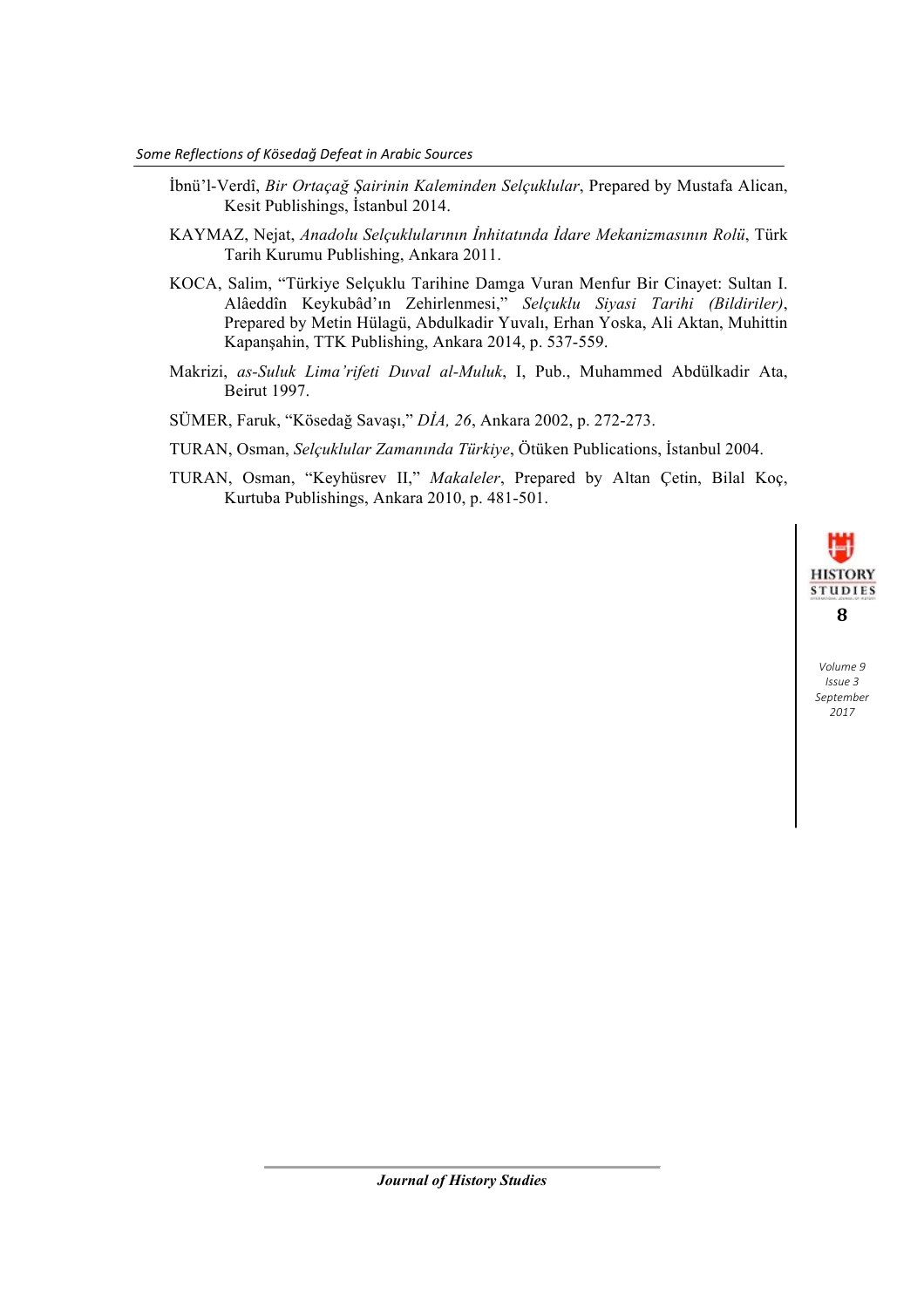İbnü'l-Verdî, *Bir Ortaçağ Şairinin Kaleminden Selçuklular*, Prepared by Mustafa Alican, Kesit Publishings, İstanbul 2014.

KAYMAZ, Nejat, *Anadolu Selçuklularının İnhitatında İdare Mekanizmasının Rolü*, Türk Tarih Kurumu Publishing, Ankara 2011.

KOCA, Salim, "Türkiye Selçuklu Tarihine Damga Vuran Menfur Bir Cinayet: Sultan I. Alâeddîn Keykubâd'ın Zehirlenmesi," *Selçuklu Siyasi Tarihi (Bildiriler)*, Prepared by Metin Hülagü, Abdulkadir Yuvalı, Erhan Yoska, Ali Aktan, Muhittin Kapanşahin, TTK Publishing, Ankara 2014, p. 537-559.

Makrizi, *as-Suluk Lima'rifeti Duval al-Muluk*, I, Pub., Muhammed Abdülkadir Ata, Beirut 1997.

SÜMER, Faruk, "Kösedağ Savaşı," *DİA, 26*, Ankara 2002, p. 272-273.

TURAN, Osman, *Selçuklular Zamanında Türkiye*, Ötüken Publications, İstanbul 2004.

TURAN, Osman, "Keyhüsrev II," *Makaleler*, Prepared by Altan Çetin, Bilal Koç, Kurtuba Publishings, Ankara 2010, p. 481-501.